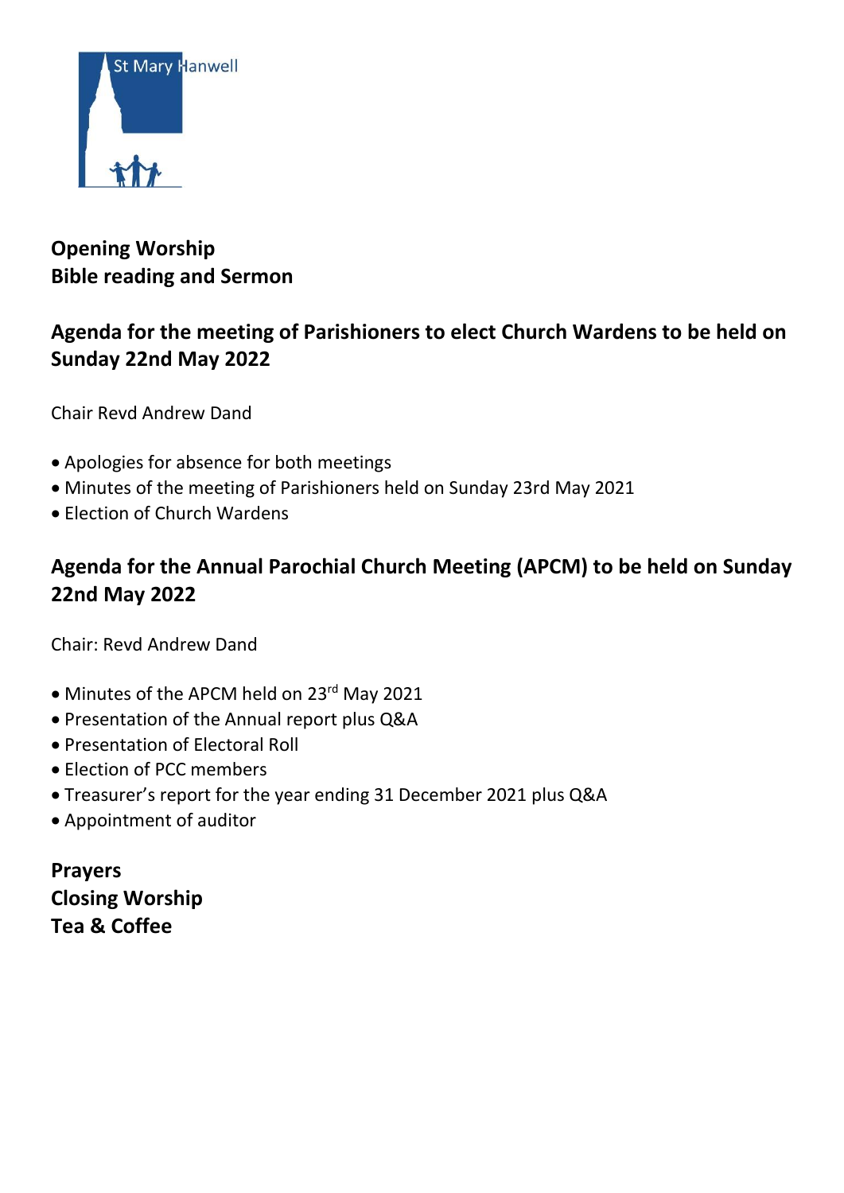St Mary Hanwell

**Opening Worship**
**Bible reading and Sermon**

## Agenda for the meeting of Parishioners to elect Church Wardens to be held on Sunday 22nd May 2022

Chair Revd Andrew Dand

- Apologies for absence for both meetings
- Minutes of the meeting of Parishioners held on Sunday 23rd May 2021
- Election of Church Wardens

## Agenda for the Annual Parochial Church Meeting (APCM) to be held on Sunday 22nd May 2022

Chair: Revd Andrew Dand

- Minutes of the APCM held on 23rd May 2021
- Presentation of the Annual report plus Q&A
- Presentation of Electoral Roll
- Election of PCC members
- Treasurer's report for the year ending 31 December 2021 plus Q&A
- Appointment of auditor

**Prayers**
**Closing Worship**
**Tea & Coffee**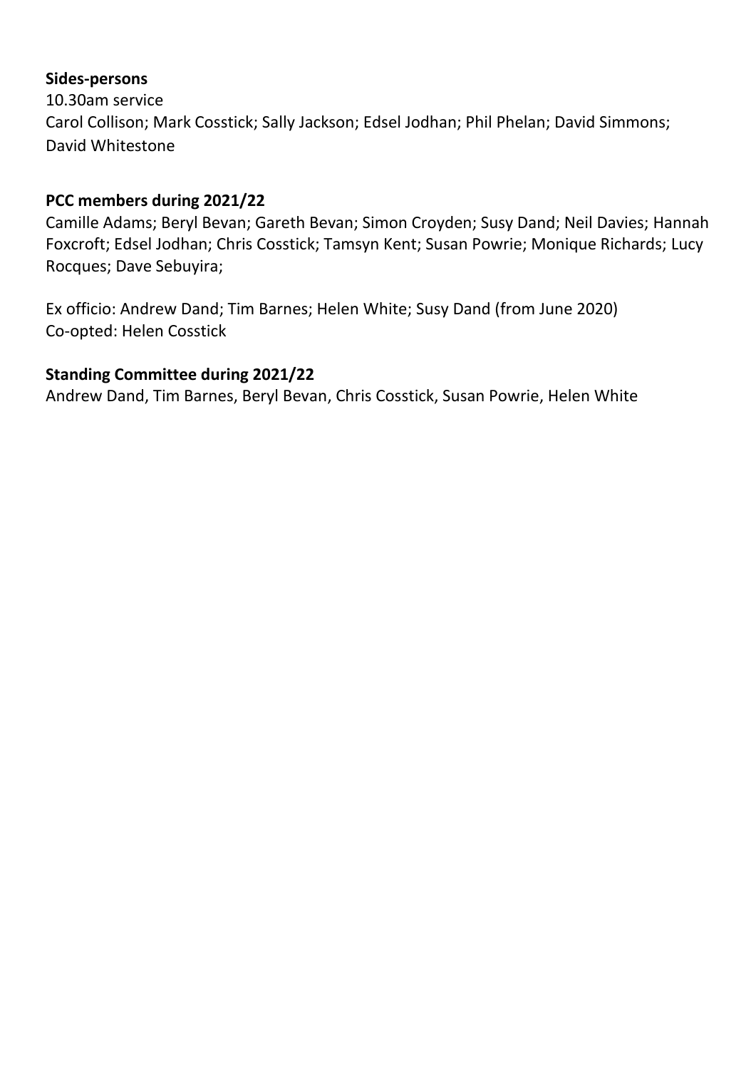**Sides-persons**

10.30am service

Carol Collison; Mark Cosstick; Sally Jackson; Edsel Jodhan; Phil Phelan; David Simmons; David Whitestone

**PCC members during 2021/22**

Camille Adams; Beryl Bevan; Gareth Bevan; Simon Croyden; Susy Dand; Neil Davies; Hannah Foxcroft; Edsel Jodhan; Chris Cosstick; Tamsyn Kent; Susan Powrie; Monique Richards; Lucy Rocques; Dave Sebuyira;

Ex officio: Andrew Dand; Tim Barnes; Helen White; Susy Dand (from June 2020)
Co-opted: Helen Cosstick

**Standing Committee during 2021/22**

Andrew Dand, Tim Barnes, Beryl Bevan, Chris Cosstick, Susan Powrie, Helen White